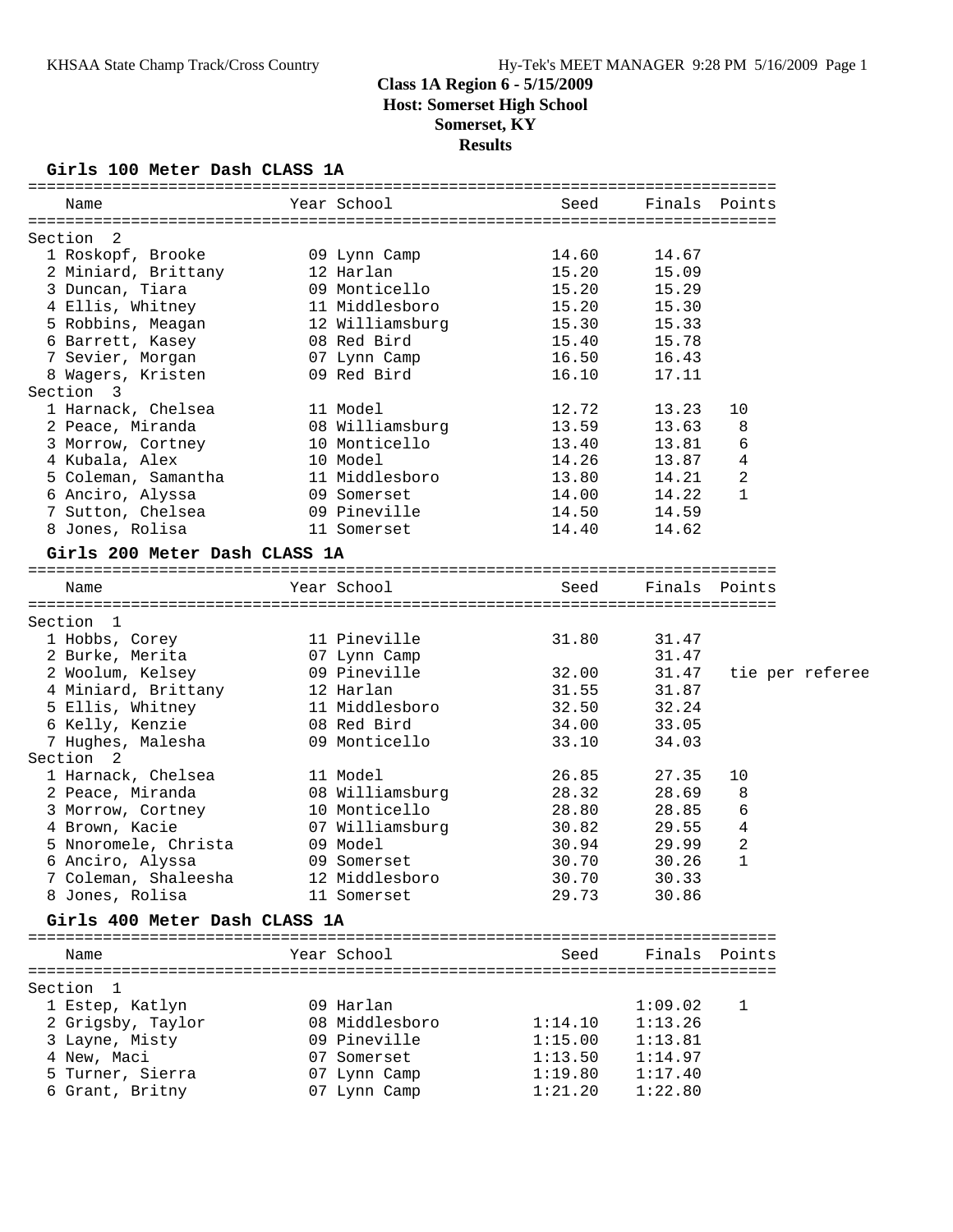# Class 1A Region 6 - 5/15/2009
## Host: Somerset High School
## Somerset, KY
## Results

### Girls 100 Meter Dash CLASS 1A

| Name | Year | School | Seed | Finals | Points |
|---|---|---|---|---|---|
| **Section 2** | | | | | |
| 1 Roskopf, Brooke | 09 | Lynn Camp | 14.60 | 14.67 | |
| 2 Miniard, Brittany | 12 | Harlan | 15.20 | 15.09 | |
| 3 Duncan, Tiara | 09 | Monticello | 15.20 | 15.29 | |
| 4 Ellis, Whitney | 11 | Middlesboro | 15.20 | 15.30 | |
| 5 Robbins, Meagan | 12 | Williamsburg | 15.30 | 15.33 | |
| 6 Barrett, Kasey | 08 | Red Bird | 15.40 | 15.78 | |
| 7 Sevier, Morgan | 07 | Lynn Camp | 16.50 | 16.43 | |
| 8 Wagers, Kristen | 09 | Red Bird | 16.10 | 17.11 | |
| **Section 3** | | | | | |
| 1 Harnack, Chelsea | 11 | Model | 12.72 | 13.23 | 10 |
| 2 Peace, Miranda | 08 | Williamsburg | 13.59 | 13.63 | 8 |
| 3 Morrow, Cortney | 10 | Monticello | 13.40 | 13.81 | 6 |
| 4 Kubala, Alex | 10 | Model | 14.26 | 13.87 | 4 |
| 5 Coleman, Samantha | 11 | Middlesboro | 13.80 | 14.21 | 2 |
| 6 Anciro, Alyssa | 09 | Somerset | 14.00 | 14.22 | 1 |
| 7 Sutton, Chelsea | 09 | Pineville | 14.50 | 14.59 | |
| 8 Jones, Rolisa | 11 | Somerset | 14.40 | 14.62 | |

### Girls 200 Meter Dash CLASS 1A

| Name | Year | School | Seed | Finals | Points |
|---|---|---|---|---|---|
| **Section 1** | | | | | |
| 1 Hobbs, Corey | 11 | Pineville | 31.80 | 31.47 | |
| 2 Burke, Merita | 07 | Lynn Camp | | 31.47 | |
| 2 Woolum, Kelsey | 09 | Pineville | 32.00 | 31.47 | tie per referee |
| 4 Miniard, Brittany | 12 | Harlan | 31.55 | 31.87 | |
| 5 Ellis, Whitney | 11 | Middlesboro | 32.50 | 32.24 | |
| 6 Kelly, Kenzie | 08 | Red Bird | 34.00 | 33.05 | |
| 7 Hughes, Malesha | 09 | Monticello | 33.10 | 34.03 | |
| **Section 2** | | | | | |
| 1 Harnack, Chelsea | 11 | Model | 26.85 | 27.35 | 10 |
| 2 Peace, Miranda | 08 | Williamsburg | 28.32 | 28.69 | 8 |
| 3 Morrow, Cortney | 10 | Monticello | 28.80 | 28.85 | 6 |
| 4 Brown, Kacie | 07 | Williamsburg | 30.82 | 29.55 | 4 |
| 5 Nnoromele, Christa | 09 | Model | 30.94 | 29.99 | 2 |
| 6 Anciro, Alyssa | 09 | Somerset | 30.70 | 30.26 | 1 |
| 7 Coleman, Shaleesha | 12 | Middlesboro | 30.70 | 30.33 | |
| 8 Jones, Rolisa | 11 | Somerset | 29.73 | 30.86 | |

### Girls 400 Meter Dash CLASS 1A

| Name | Year | School | Seed | Finals | Points |
|---|---|---|---|---|---|
| **Section 1** | | | | | |
| 1 Estep, Katlyn | 09 | Harlan | | 1:09.02 | 1 |
| 2 Grigsby, Taylor | 08 | Middlesboro | 1:14.10 | 1:13.26 | |
| 3 Layne, Misty | 09 | Pineville | 1:15.00 | 1:13.81 | |
| 4 New, Maci | 07 | Somerset | 1:13.50 | 1:14.97 | |
| 5 Turner, Sierra | 07 | Lynn Camp | 1:19.80 | 1:17.40 | |
| 6 Grant, Britny | 07 | Lynn Camp | 1:21.20 | 1:22.80 | |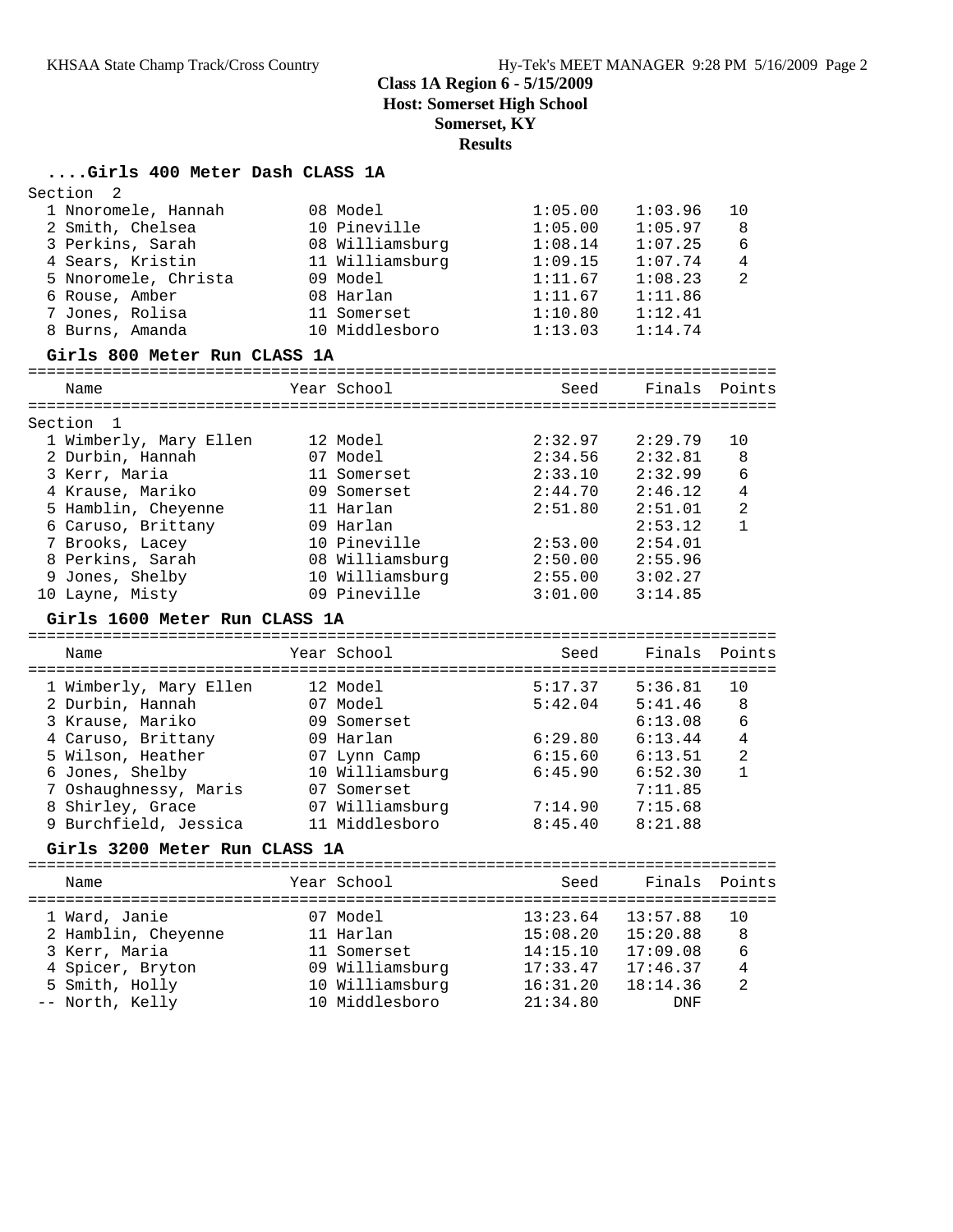# Class 1A Region 6 - 5/15/2009

**Host: Somerset High School**

**Somerset, KY**

**Results**

### ....Girls 400 Meter Dash CLASS 1A

Section 2

| Place | Name | Year | School | Seed | Finals | Points |
|---|---|---|---|---|---|---|
| 1 | Nnoromele, Hannah | 08 | Model | 1:05.00 | 1:03.96 | 10 |
| 2 | Smith, Chelsea | 10 | Pineville | 1:05.00 | 1:05.97 | 8 |
| 3 | Perkins, Sarah | 08 | Williamsburg | 1:08.14 | 1:07.25 | 6 |
| 4 | Sears, Kristin | 11 | Williamsburg | 1:09.15 | 1:07.74 | 4 |
| 5 | Nnoromele, Christa | 09 | Model | 1:11.67 | 1:08.23 | 2 |
| 6 | Rouse, Amber | 08 | Harlan | 1:11.67 | 1:11.86 | |
| 7 | Jones, Rolisa | 11 | Somerset | 1:10.80 | 1:12.41 | |
| 8 | Burns, Amanda | 10 | Middlesboro | 1:13.03 | 1:14.74 | |

### Girls 800 Meter Run CLASS 1A

Section 1

| Place | Name | Year | School | Seed | Finals | Points |
|---|---|---|---|---|---|---|
| 1 | Wimberly, Mary Ellen | 12 | Model | 2:32.97 | 2:29.79 | 10 |
| 2 | Durbin, Hannah | 07 | Model | 2:34.56 | 2:32.81 | 8 |
| 3 | Kerr, Maria | 11 | Somerset | 2:33.10 | 2:32.99 | 6 |
| 4 | Krause, Mariko | 09 | Somerset | 2:44.70 | 2:46.12 | 4 |
| 5 | Hamblin, Cheyenne | 11 | Harlan | 2:51.80 | 2:51.01 | 2 |
| 6 | Caruso, Brittany | 09 | Harlan | | 2:53.12 | 1 |
| 7 | Brooks, Lacey | 10 | Pineville | 2:53.00 | 2:54.01 | |
| 8 | Perkins, Sarah | 08 | Williamsburg | 2:50.00 | 2:55.96 | |
| 9 | Jones, Shelby | 10 | Williamsburg | 2:55.00 | 3:02.27 | |
| 10 | Layne, Misty | 09 | Pineville | 3:01.00 | 3:14.85 | |

### Girls 1600 Meter Run CLASS 1A

| Place | Name | Year | School | Seed | Finals | Points |
|---|---|---|---|---|---|---|
| 1 | Wimberly, Mary Ellen | 12 | Model | 5:17.37 | 5:36.81 | 10 |
| 2 | Durbin, Hannah | 07 | Model | 5:42.04 | 5:41.46 | 8 |
| 3 | Krause, Mariko | 09 | Somerset | | 6:13.08 | 6 |
| 4 | Caruso, Brittany | 09 | Harlan | 6:29.80 | 6:13.44 | 4 |
| 5 | Wilson, Heather | 07 | Lynn Camp | 6:15.60 | 6:13.51 | 2 |
| 6 | Jones, Shelby | 10 | Williamsburg | 6:45.90 | 6:52.30 | 1 |
| 7 | Oshaughnessy, Maris | 07 | Somerset | | 7:11.85 | |
| 8 | Shirley, Grace | 07 | Williamsburg | 7:14.90 | 7:15.68 | |
| 9 | Burchfield, Jessica | 11 | Middlesboro | 8:45.40 | 8:21.88 | |

### Girls 3200 Meter Run CLASS 1A

| Place | Name | Year | School | Seed | Finals | Points |
|---|---|---|---|---|---|---|
| 1 | Ward, Janie | 07 | Model | 13:23.64 | 13:57.88 | 10 |
| 2 | Hamblin, Cheyenne | 11 | Harlan | 15:08.20 | 15:20.88 | 8 |
| 3 | Kerr, Maria | 11 | Somerset | 14:15.10 | 17:09.08 | 6 |
| 4 | Spicer, Bryton | 09 | Williamsburg | 17:33.47 | 17:46.37 | 4 |
| 5 | Smith, Holly | 10 | Williamsburg | 16:31.20 | 18:14.36 | 2 |
| -- | North, Kelly | 10 | Middlesboro | 21:34.80 | DNF | |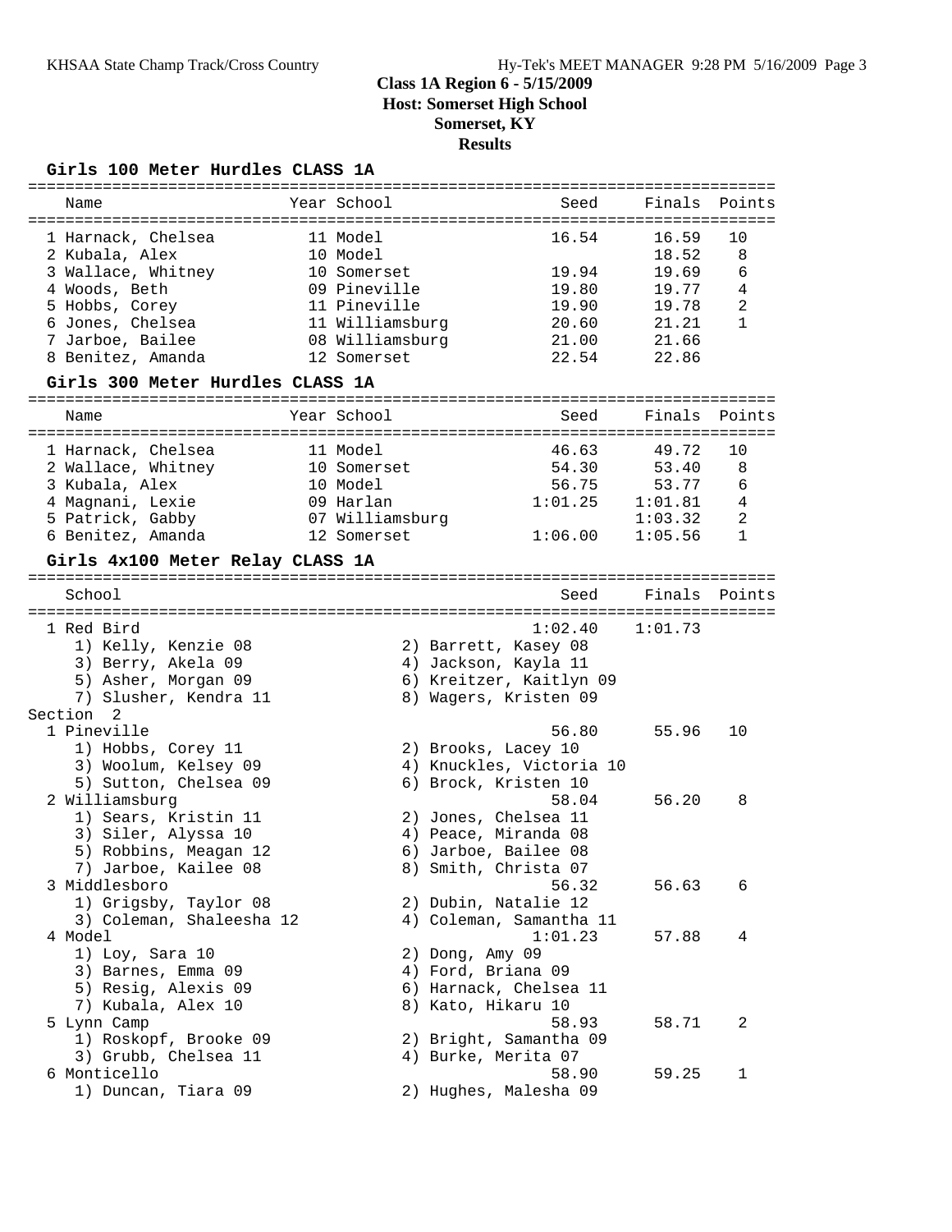# Class 1A Region 6 - 5/15/2009
## Host: Somerset High School
## Somerset, KY
## Results

### Girls 100 Meter Hurdles CLASS 1A

| Place | Name | Year | School | Seed | Finals | Points |
|---|---|---|---|---|---|---|
| 1 | Harnack, Chelsea | 11 | Model | 16.54 | 16.59 | 10 |
| 2 | Kubala, Alex | 10 | Model | | 18.52 | 8 |
| 3 | Wallace, Whitney | 10 | Somerset | 19.94 | 19.69 | 6 |
| 4 | Woods, Beth | 09 | Pineville | 19.80 | 19.77 | 4 |
| 5 | Hobbs, Corey | 11 | Pineville | 19.90 | 19.78 | 2 |
| 6 | Jones, Chelsea | 11 | Williamsburg | 20.60 | 21.21 | 1 |
| 7 | Jarboe, Bailee | 08 | Williamsburg | 21.00 | 21.66 | |
| 8 | Benitez, Amanda | 12 | Somerset | 22.54 | 22.86 | |

### Girls 300 Meter Hurdles CLASS 1A

| Place | Name | Year | School | Seed | Finals | Points |
|---|---|---|---|---|---|---|
| 1 | Harnack, Chelsea | 11 | Model | 46.63 | 49.72 | 10 |
| 2 | Wallace, Whitney | 10 | Somerset | 54.30 | 53.40 | 8 |
| 3 | Kubala, Alex | 10 | Model | 56.75 | 53.77 | 6 |
| 4 | Magnani, Lexie | 09 | Harlan | 1:01.25 | 1:01.81 | 4 |
| 5 | Patrick, Gabby | 07 | Williamsburg | | 1:03.32 | 2 |
| 6 | Benitez, Amanda | 12 | Somerset | 1:06.00 | 1:05.56 | 1 |

### Girls 4x100 Meter Relay CLASS 1A

| Place | School | Seed | Finals | Points |
|---|---|---|---|---|
| 1 | Red Bird | 1:02.40 | 1:01.73 | |

1) Kelly, Kenzie 08; 2) Barrett, Kasey 08; 3) Berry, Akela 09; 4) Jackson, Kayla 11; 5) Asher, Morgan 09; 6) Kreitzer, Kaitlyn 09; 7) Slusher, Kendra 11; 8) Wagers, Kristen 09

Section 2

| Place | School | Seed | Finals | Points |
|---|---|---|---|---|
| 1 | Pineville | 56.80 | 55.96 | 10 |
| 2 | Williamsburg | 58.04 | 56.20 | 8 |
| 3 | Middlesboro | 56.32 | 56.63 | 6 |
| 4 | Model | 1:01.23 | 57.88 | 4 |
| 5 | Lynn Camp | 58.93 | 58.71 | 2 |
| 6 | Monticello | 58.90 | 59.25 | 1 |

- Pineville: 1) Hobbs, Corey 11; 2) Brooks, Lacey 10; 3) Woolum, Kelsey 09; 4) Knuckles, Victoria 10; 5) Sutton, Chelsea 09; 6) Brock, Kristen 10
- Williamsburg: 1) Sears, Kristin 11; 2) Jones, Chelsea 11; 3) Siler, Alyssa 10; 4) Peace, Miranda 08; 5) Robbins, Meagan 12; 6) Jarboe, Bailee 08; 7) Jarboe, Kailee 08; 8) Smith, Christa 07
- Middlesboro: 1) Grigsby, Taylor 08; 2) Dubin, Natalie 12; 3) Coleman, Shaleesha 12; 4) Coleman, Samantha 11
- Model: 1) Loy, Sara 10; 2) Dong, Amy 09; 3) Barnes, Emma 09; 4) Ford, Briana 09; 5) Resig, Alexis 09; 6) Harnack, Chelsea 11; 7) Kubala, Alex 10; 8) Kato, Hikaru 10
- Lynn Camp: 1) Roskopf, Brooke 09; 2) Bright, Samantha 09; 3) Grubb, Chelsea 11; 4) Burke, Merita 07
- Monticello: 1) Duncan, Tiara 09; 2) Hughes, Malesha 09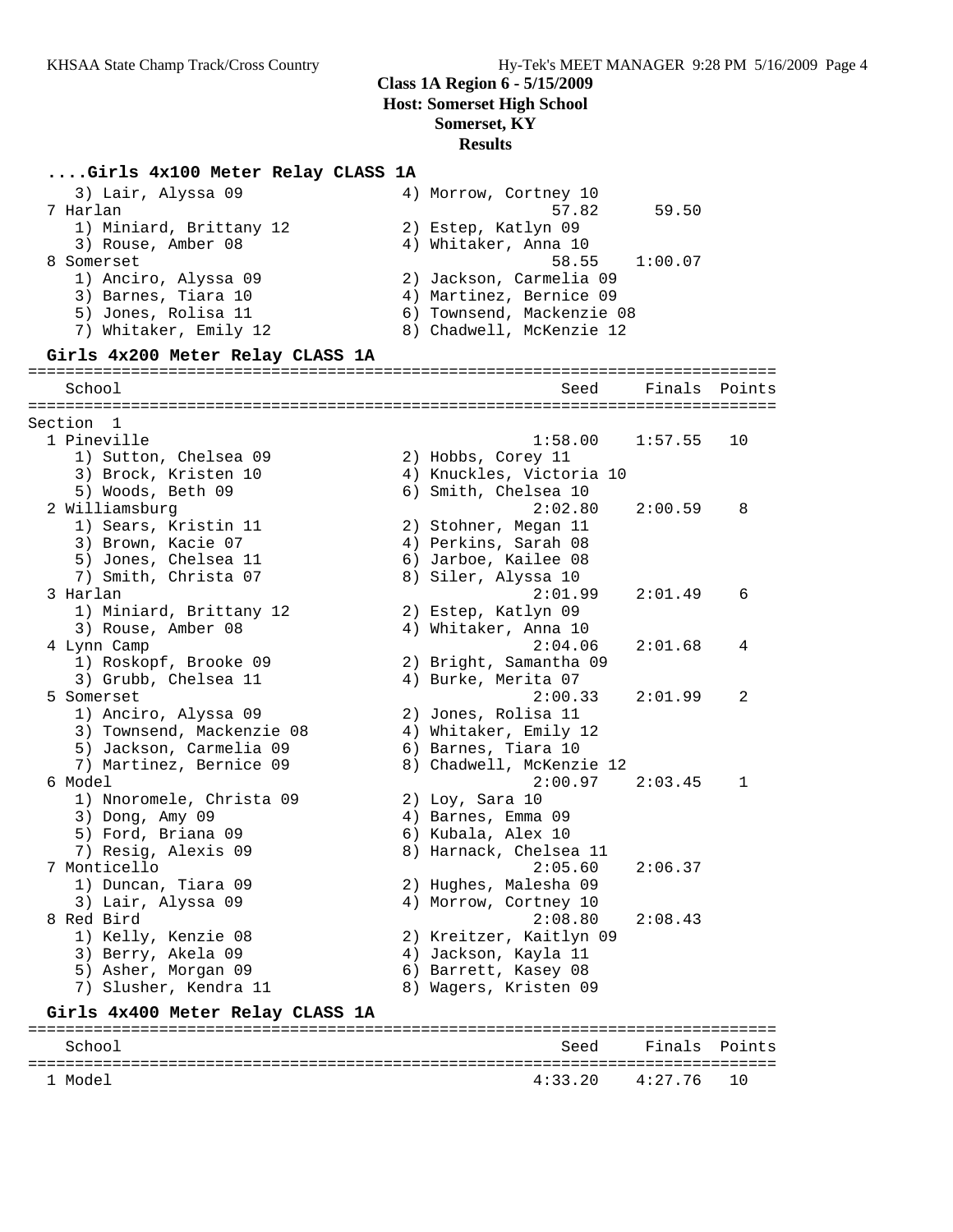**Class 1A Region 6 - 5/15/2009**
**Host: Somerset High School**
**Somerset, KY**
**Results**

### ....Girls 4x100 Meter Relay CLASS 1A

```
   3) Lair, Alyssa 09                 4) Morrow, Cortney 10
 7 Harlan                                        57.82      59.50
   1) Miniard, Brittany 12            2) Estep, Katlyn 09
   3) Rouse, Amber 08                 4) Whitaker, Anna 10
 8 Somerset                                      58.55    1:00.07
   1) Anciro, Alyssa 09               2) Jackson, Carmelia 09
   3) Barnes, Tiara 10                4) Martinez, Bernice 09
   5) Jones, Rolisa 11                6) Townsend, Mackenzie 08
   7) Whitaker, Emily 12              8) Chadwell, McKenzie 12
```

### Girls 4x200 Meter Relay CLASS 1A

```
================================================================================
   School                                          Seed     Finals  Points
================================================================================
Section  1
 1 Pineville                                     1:58.00    1:57.55   10
   1) Sutton, Chelsea 09              2) Hobbs, Corey 11
   3) Brock, Kristen 10               4) Knuckles, Victoria 10
   5) Woods, Beth 09                  6) Smith, Chelsea 10
 2 Williamsburg                                  2:02.80    2:00.59    8
   1) Sears, Kristin 11               2) Stohner, Megan 11
   3) Brown, Kacie 07                 4) Perkins, Sarah 08
   5) Jones, Chelsea 11               6) Jarboe, Kailee 08
   7) Smith, Christa 07               8) Siler, Alyssa 10
 3 Harlan                                        2:01.99    2:01.49    6
   1) Miniard, Brittany 12            2) Estep, Katlyn 09
   3) Rouse, Amber 08                 4) Whitaker, Anna 10
 4 Lynn Camp                                     2:04.06    2:01.68    4
   1) Roskopf, Brooke 09              2) Bright, Samantha 09
   3) Grubb, Chelsea 11               4) Burke, Merita 07
 5 Somerset                                      2:00.33    2:01.99    2
   1) Anciro, Alyssa 09               2) Jones, Rolisa 11
   3) Townsend, Mackenzie 08          4) Whitaker, Emily 12
   5) Jackson, Carmelia 09            6) Barnes, Tiara 10
   7) Martinez, Bernice 09            8) Chadwell, McKenzie 12
 6 Model                                         2:00.97    2:03.45    1
   1) Nnoromele, Christa 09           2) Loy, Sara 10
   3) Dong, Amy 09                    4) Barnes, Emma 09
   5) Ford, Briana 09                 6) Kubala, Alex 10
   7) Resig, Alexis 09                8) Harnack, Chelsea 11
 7 Monticello                                    2:05.60    2:06.37
   1) Duncan, Tiara 09                2) Hughes, Malesha 09
   3) Lair, Alyssa 09                 4) Morrow, Cortney 10
 8 Red Bird                                      2:08.80    2:08.43
   1) Kelly, Kenzie 08                2) Kreitzer, Kaitlyn 09
   3) Berry, Akela 09                 4) Jackson, Kayla 11
   5) Asher, Morgan 09                6) Barrett, Kasey 08
   7) Slusher, Kendra 11              8) Wagers, Kristen 09
```

### Girls 4x400 Meter Relay CLASS 1A

```
================================================================================
   School                                          Seed     Finals  Points
================================================================================
 1 Model                                         4:33.20    4:27.76   10
```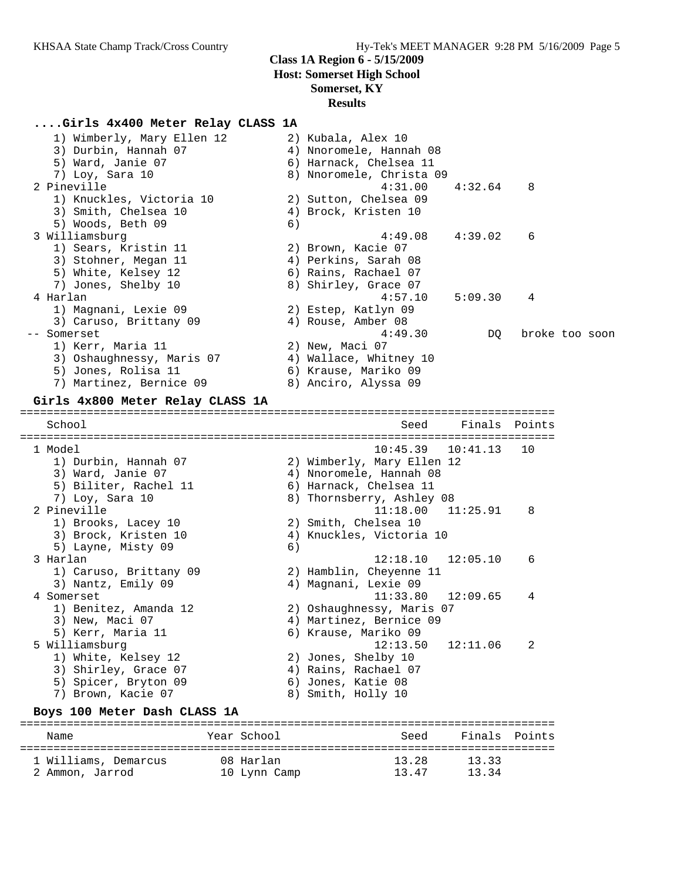**Class 1A Region 6 - 5/15/2009**
**Host: Somerset High School**
**Somerset, KY**
**Results**

### ....Girls 4x400 Meter Relay CLASS 1A

```
    1) Wimberly, Mary Ellen 12        2) Kubala, Alex 10
    3) Durbin, Hannah 07              4) Nnoromele, Hannah 08
    5) Ward, Janie 07                 6) Harnack, Chelsea 11
    7) Loy, Sara 10                   8) Nnoromele, Christa 09
  2 Pineville                                4:31.00    4:32.64    8
    1) Knuckles, Victoria 10          2) Sutton, Chelsea 09
    3) Smith, Chelsea 10              4) Brock, Kristen 10
    5) Woods, Beth 09                 6)
  3 Williamsburg                             4:49.08    4:39.02    6
    1) Sears, Kristin 11              2) Brown, Kacie 07
    3) Stohner, Megan 11              4) Perkins, Sarah 08
    5) White, Kelsey 12               6) Rains, Rachael 07
    7) Jones, Shelby 10               8) Shirley, Grace 07
  4 Harlan                                   4:57.10    5:09.30    4
    1) Magnani, Lexie 09              2) Estep, Katlyn 09
    3) Caruso, Brittany 09            4) Rouse, Amber 08
 -- Somerset                                 4:49.30         DQ   broke too soon
    1) Kerr, Maria 11                 2) New, Maci 07
    3) Oshaughnessy, Maris 07         4) Wallace, Whitney 10
    5) Jones, Rolisa 11               6) Krause, Mariko 09
    7) Martinez, Bernice 09           8) Anciro, Alyssa 09
```

### Girls 4x800 Meter Relay CLASS 1A

```
================================================================================
    School                                         Seed     Finals  Points
================================================================================
  1 Model                                      10:45.39   10:41.13   10
    1) Durbin, Hannah 07              2) Wimberly, Mary Ellen 12
    3) Ward, Janie 07                 4) Nnoromele, Hannah 08
    5) Biliter, Rachel 11             6) Harnack, Chelsea 11
    7) Loy, Sara 10                   8) Thornsberry, Ashley 08
  2 Pineville                                  11:18.00   11:25.91    8
    1) Brooks, Lacey 10               2) Smith, Chelsea 10
    3) Brock, Kristen 10              4) Knuckles, Victoria 10
    5) Layne, Misty 09                6)
  3 Harlan                                     12:18.10   12:05.10    6
    1) Caruso, Brittany 09            2) Hamblin, Cheyenne 11
    3) Nantz, Emily 09                4) Magnani, Lexie 09
  4 Somerset                                   11:33.80   12:09.65    4
    1) Benitez, Amanda 12             2) Oshaughnessy, Maris 07
    3) New, Maci 07                   4) Martinez, Bernice 09
    5) Kerr, Maria 11                 6) Krause, Mariko 09
  5 Williamsburg                               12:13.50   12:11.06    2
    1) White, Kelsey 12               2) Jones, Shelby 10
    3) Shirley, Grace 07              4) Rains, Rachael 07
    5) Spicer, Bryton 09              6) Jones, Katie 08
    7) Brown, Kacie 07                8) Smith, Holly 10
```

### Boys 100 Meter Dash CLASS 1A

```
================================================================================
    Name                    Year School               Seed     Finals  Points
================================================================================
  1 Williams, Demarcus       08 Harlan                13.28      13.33
  2 Ammon, Jarrod            10 Lynn Camp             13.47      13.34
```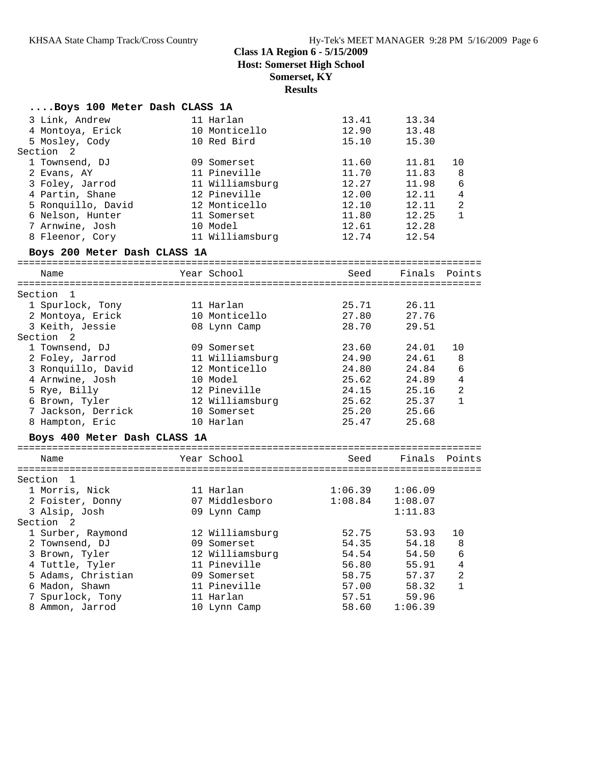**Class 1A Region 6 - 5/15/2009**
**Host: Somerset High School**
**Somerset, KY**
**Results**

### ....Boys 100 Meter Dash CLASS 1A

| Place | Name | Year | School | Seed | Finals | Points |
|---|---|---|---|---|---|---|
| 3 | Link, Andrew | 11 | Harlan | 13.41 | 13.34 | |
| 4 | Montoya, Erick | 10 | Monticello | 12.90 | 13.48 | |
| 5 | Mosley, Cody | 10 | Red Bird | 15.10 | 15.30 | |
| **Section 2** | | | | | | |
| 1 | Townsend, DJ | 09 | Somerset | 11.60 | 11.81 | 10 |
| 2 | Evans, AY | 11 | Pineville | 11.70 | 11.83 | 8 |
| 3 | Foley, Jarrod | 11 | Williamsburg | 12.27 | 11.98 | 6 |
| 4 | Partin, Shane | 12 | Pineville | 12.00 | 12.11 | 4 |
| 5 | Ronquillo, David | 12 | Monticello | 12.10 | 12.11 | 2 |
| 6 | Nelson, Hunter | 11 | Somerset | 11.80 | 12.25 | 1 |
| 7 | Arnwine, Josh | 10 | Model | 12.61 | 12.28 | |
| 8 | Fleenor, Cory | 11 | Williamsburg | 12.74 | 12.54 | |

### Boys 200 Meter Dash CLASS 1A

| Place | Name | Year | School | Seed | Finals | Points |
|---|---|---|---|---|---|---|
| **Section 1** | | | | | | |
| 1 | Spurlock, Tony | 11 | Harlan | 25.71 | 26.11 | |
| 2 | Montoya, Erick | 10 | Monticello | 27.80 | 27.76 | |
| 3 | Keith, Jessie | 08 | Lynn Camp | 28.70 | 29.51 | |
| **Section 2** | | | | | | |
| 1 | Townsend, DJ | 09 | Somerset | 23.60 | 24.01 | 10 |
| 2 | Foley, Jarrod | 11 | Williamsburg | 24.90 | 24.61 | 8 |
| 3 | Ronquillo, David | 12 | Monticello | 24.80 | 24.84 | 6 |
| 4 | Arnwine, Josh | 10 | Model | 25.62 | 24.89 | 4 |
| 5 | Rye, Billy | 12 | Pineville | 24.15 | 25.16 | 2 |
| 6 | Brown, Tyler | 12 | Williamsburg | 25.62 | 25.37 | 1 |
| 7 | Jackson, Derrick | 10 | Somerset | 25.20 | 25.66 | |
| 8 | Hampton, Eric | 10 | Harlan | 25.47 | 25.68 | |

### Boys 400 Meter Dash CLASS 1A

| Place | Name | Year | School | Seed | Finals | Points |
|---|---|---|---|---|---|---|
| **Section 1** | | | | | | |
| 1 | Morris, Nick | 11 | Harlan | 1:06.39 | 1:06.09 | |
| 2 | Foister, Donny | 07 | Middlesboro | 1:08.84 | 1:08.07 | |
| 3 | Alsip, Josh | 09 | Lynn Camp | | 1:11.83 | |
| **Section 2** | | | | | | |
| 1 | Surber, Raymond | 12 | Williamsburg | 52.75 | 53.93 | 10 |
| 2 | Townsend, DJ | 09 | Somerset | 54.35 | 54.18 | 8 |
| 3 | Brown, Tyler | 12 | Williamsburg | 54.54 | 54.50 | 6 |
| 4 | Tuttle, Tyler | 11 | Pineville | 56.80 | 55.91 | 4 |
| 5 | Adams, Christian | 09 | Somerset | 58.75 | 57.37 | 2 |
| 6 | Madon, Shawn | 11 | Pineville | 57.00 | 58.32 | 1 |
| 7 | Spurlock, Tony | 11 | Harlan | 57.51 | 59.96 | |
| 8 | Ammon, Jarrod | 10 | Lynn Camp | 58.60 | 1:06.39 | |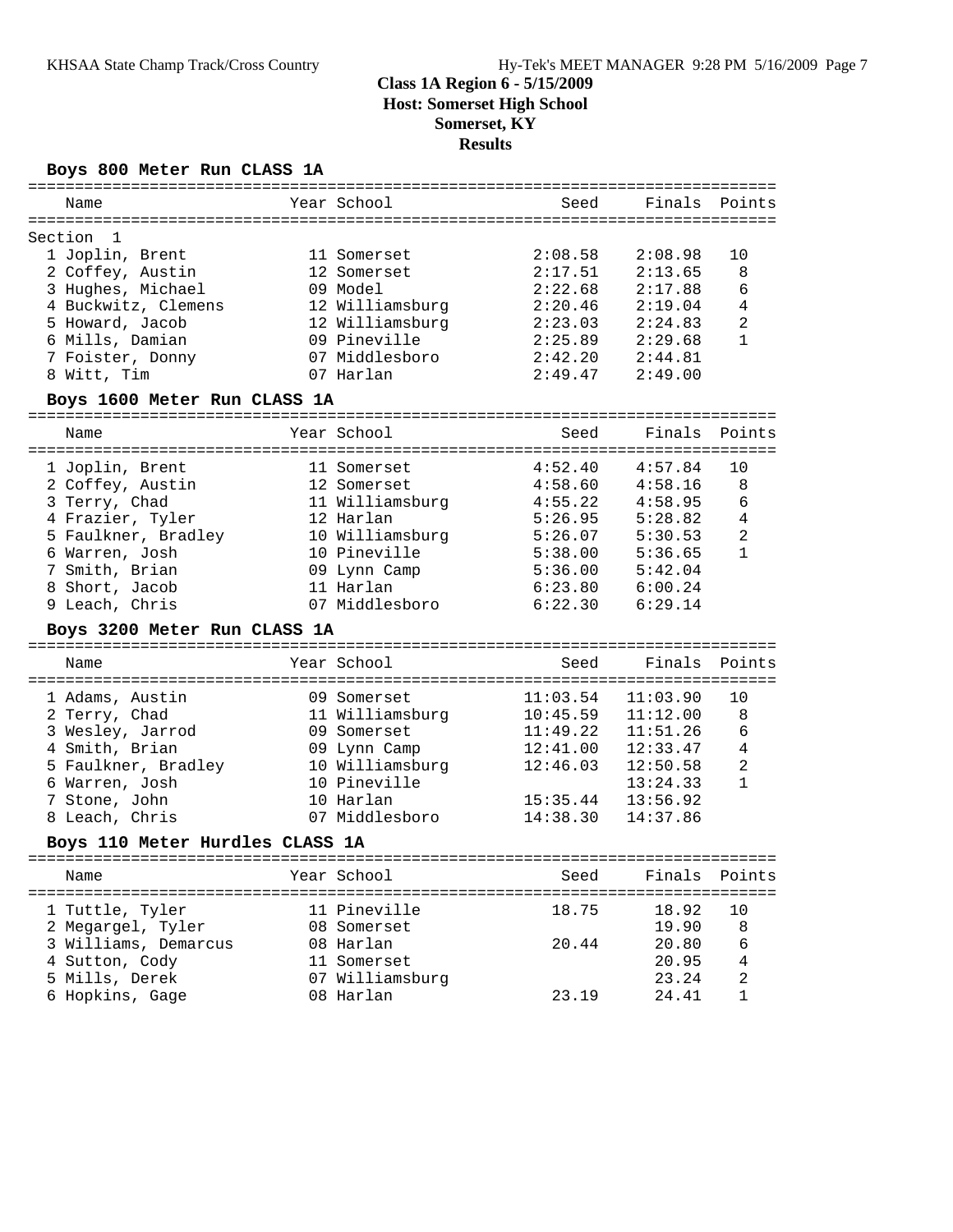**Class 1A Region 6 - 5/15/2009**
**Host: Somerset High School**
**Somerset, KY**
**Results**

### Boys 800 Meter Run CLASS 1A

Section 1

| Place | Name | Year | School | Seed | Finals | Points |
|---|---|---|---|---|---|---|
| 1 | Joplin, Brent | 11 | Somerset | 2:08.58 | 2:08.98 | 10 |
| 2 | Coffey, Austin | 12 | Somerset | 2:17.51 | 2:13.65 | 8 |
| 3 | Hughes, Michael | 09 | Model | 2:22.68 | 2:17.88 | 6 |
| 4 | Buckwitz, Clemens | 12 | Williamsburg | 2:20.46 | 2:19.04 | 4 |
| 5 | Howard, Jacob | 12 | Williamsburg | 2:23.03 | 2:24.83 | 2 |
| 6 | Mills, Damian | 09 | Pineville | 2:25.89 | 2:29.68 | 1 |
| 7 | Foister, Donny | 07 | Middlesboro | 2:42.20 | 2:44.81 | |
| 8 | Witt, Tim | 07 | Harlan | 2:49.47 | 2:49.00 | |

### Boys 1600 Meter Run CLASS 1A

| Place | Name | Year | School | Seed | Finals | Points |
|---|---|---|---|---|---|---|
| 1 | Joplin, Brent | 11 | Somerset | 4:52.40 | 4:57.84 | 10 |
| 2 | Coffey, Austin | 12 | Somerset | 4:58.60 | 4:58.16 | 8 |
| 3 | Terry, Chad | 11 | Williamsburg | 4:55.22 | 4:58.95 | 6 |
| 4 | Frazier, Tyler | 12 | Harlan | 5:26.95 | 5:28.82 | 4 |
| 5 | Faulkner, Bradley | 10 | Williamsburg | 5:26.07 | 5:30.53 | 2 |
| 6 | Warren, Josh | 10 | Pineville | 5:38.00 | 5:36.65 | 1 |
| 7 | Smith, Brian | 09 | Lynn Camp | 5:36.00 | 5:42.04 | |
| 8 | Short, Jacob | 11 | Harlan | 6:23.80 | 6:00.24 | |
| 9 | Leach, Chris | 07 | Middlesboro | 6:22.30 | 6:29.14 | |

### Boys 3200 Meter Run CLASS 1A

| Place | Name | Year | School | Seed | Finals | Points |
|---|---|---|---|---|---|---|
| 1 | Adams, Austin | 09 | Somerset | 11:03.54 | 11:03.90 | 10 |
| 2 | Terry, Chad | 11 | Williamsburg | 10:45.59 | 11:12.00 | 8 |
| 3 | Wesley, Jarrod | 09 | Somerset | 11:49.22 | 11:51.26 | 6 |
| 4 | Smith, Brian | 09 | Lynn Camp | 12:41.00 | 12:33.47 | 4 |
| 5 | Faulkner, Bradley | 10 | Williamsburg | 12:46.03 | 12:50.58 | 2 |
| 6 | Warren, Josh | 10 | Pineville | | 13:24.33 | 1 |
| 7 | Stone, John | 10 | Harlan | 15:35.44 | 13:56.92 | |
| 8 | Leach, Chris | 07 | Middlesboro | 14:38.30 | 14:37.86 | |

### Boys 110 Meter Hurdles CLASS 1A

| Place | Name | Year | School | Seed | Finals | Points |
|---|---|---|---|---|---|---|
| 1 | Tuttle, Tyler | 11 | Pineville | 18.75 | 18.92 | 10 |
| 2 | Megargel, Tyler | 08 | Somerset | | 19.90 | 8 |
| 3 | Williams, Demarcus | 08 | Harlan | 20.44 | 20.80 | 6 |
| 4 | Sutton, Cody | 11 | Somerset | | 20.95 | 4 |
| 5 | Mills, Derek | 07 | Williamsburg | | 23.24 | 2 |
| 6 | Hopkins, Gage | 08 | Harlan | 23.19 | 24.41 | 1 |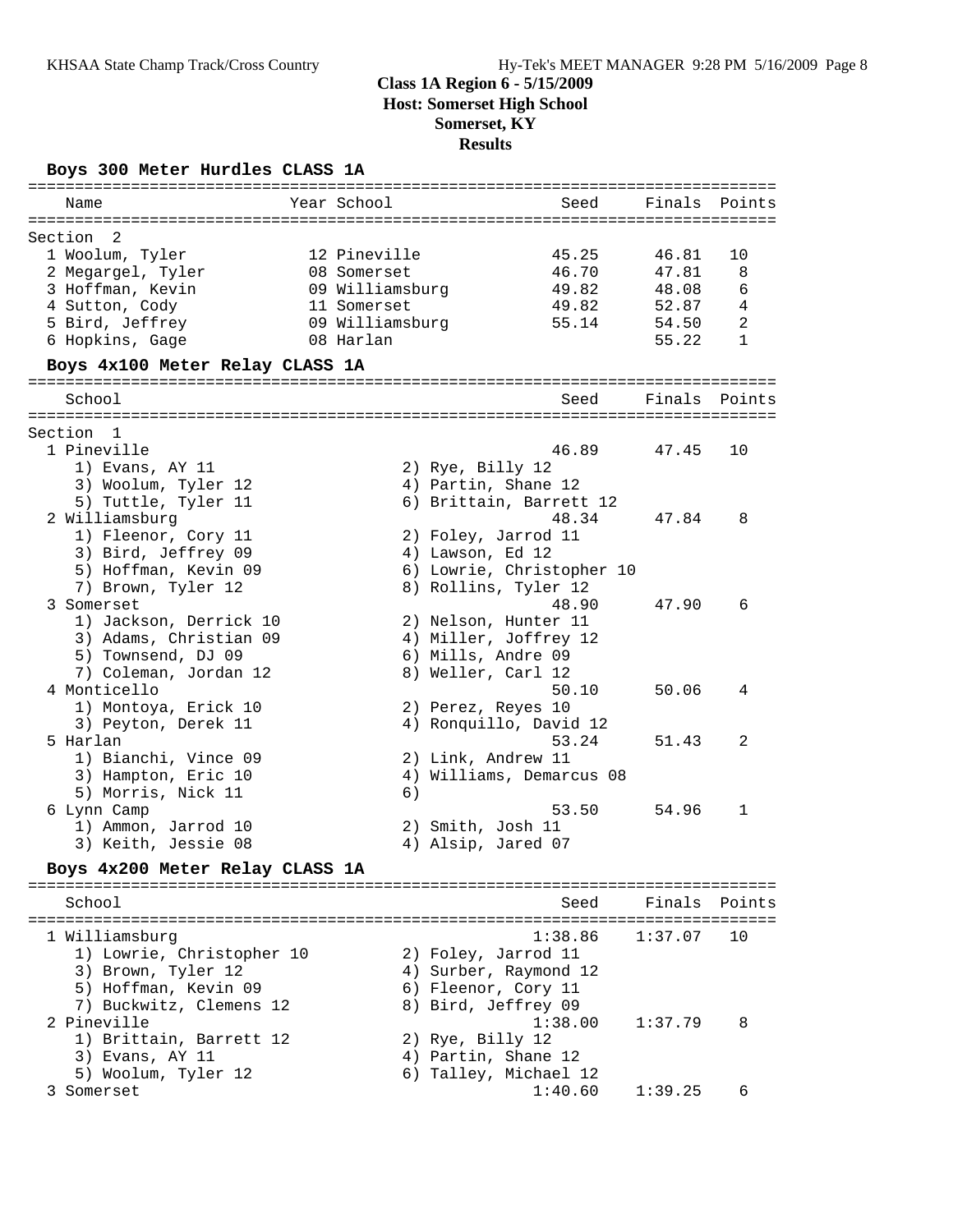# Class 1A Region 6 - 5/15/2009
## Host: Somerset High School
## Somerset, KY
## Results

### Boys 300 Meter Hurdles CLASS 1A

| Name | Year | School | Seed | Finals | Points |
|---|---|---|---|---|---|
| **Section 2** | | | | | |
| 1 Woolum, Tyler | 12 | Pineville | 45.25 | 46.81 | 10 |
| 2 Megargel, Tyler | 08 | Somerset | 46.70 | 47.81 | 8 |
| 3 Hoffman, Kevin | 09 | Williamsburg | 49.82 | 48.08 | 6 |
| 4 Sutton, Cody | 11 | Somerset | 49.82 | 52.87 | 4 |
| 5 Bird, Jeffrey | 09 | Williamsburg | 55.14 | 54.50 | 2 |
| 6 Hopkins, Gage | 08 | Harlan | | 55.22 | 1 |

### Boys 4x100 Meter Relay CLASS 1A

| School | Seed | Finals | Points |
|---|---|---|---|
| **Section 1** | | | |
| 1 Pineville | 46.89 | 47.45 | 10 |
| 1) Evans, AY 11; 2) Rye, Billy 12; 3) Woolum, Tyler 12; 4) Partin, Shane 12; 5) Tuttle, Tyler 11; 6) Brittain, Barrett 12 | | | |
| 2 Williamsburg | 48.34 | 47.84 | 8 |
| 1) Fleenor, Cory 11; 2) Foley, Jarrod 11; 3) Bird, Jeffrey 09; 4) Lawson, Ed 12; 5) Hoffman, Kevin 09; 6) Lowrie, Christopher 10; 7) Brown, Tyler 12; 8) Rollins, Tyler 12 | | | |
| 3 Somerset | 48.90 | 47.90 | 6 |
| 1) Jackson, Derrick 10; 2) Nelson, Hunter 11; 3) Adams, Christian 09; 4) Miller, Joffrey 12; 5) Townsend, DJ 09; 6) Mills, Andre 09; 7) Coleman, Jordan 12; 8) Weller, Carl 12 | | | |
| 4 Monticello | 50.10 | 50.06 | 4 |
| 1) Montoya, Erick 10; 2) Perez, Reyes 10; 3) Peyton, Derek 11; 4) Ronquillo, David 12 | | | |
| 5 Harlan | 53.24 | 51.43 | 2 |
| 1) Bianchi, Vince 09; 2) Link, Andrew 11; 3) Hampton, Eric 10; 4) Williams, Demarcus 08; 5) Morris, Nick 11; 6) | | | |
| 6 Lynn Camp | 53.50 | 54.96 | 1 |
| 1) Ammon, Jarrod 10; 2) Smith, Josh 11; 3) Keith, Jessie 08; 4) Alsip, Jared 07 | | | |

### Boys 4x200 Meter Relay CLASS 1A

| School | Seed | Finals | Points |
|---|---|---|---|
| 1 Williamsburg | 1:38.86 | 1:37.07 | 10 |
| 1) Lowrie, Christopher 10; 2) Foley, Jarrod 11; 3) Brown, Tyler 12; 4) Surber, Raymond 12; 5) Hoffman, Kevin 09; 6) Fleenor, Cory 11; 7) Buckwitz, Clemens 12; 8) Bird, Jeffrey 09 | | | |
| 2 Pineville | 1:38.00 | 1:37.79 | 8 |
| 1) Brittain, Barrett 12; 2) Rye, Billy 12; 3) Evans, AY 11; 4) Partin, Shane 12; 5) Woolum, Tyler 12; 6) Talley, Michael 12 | | | |
| 3 Somerset | 1:40.60 | 1:39.25 | 6 |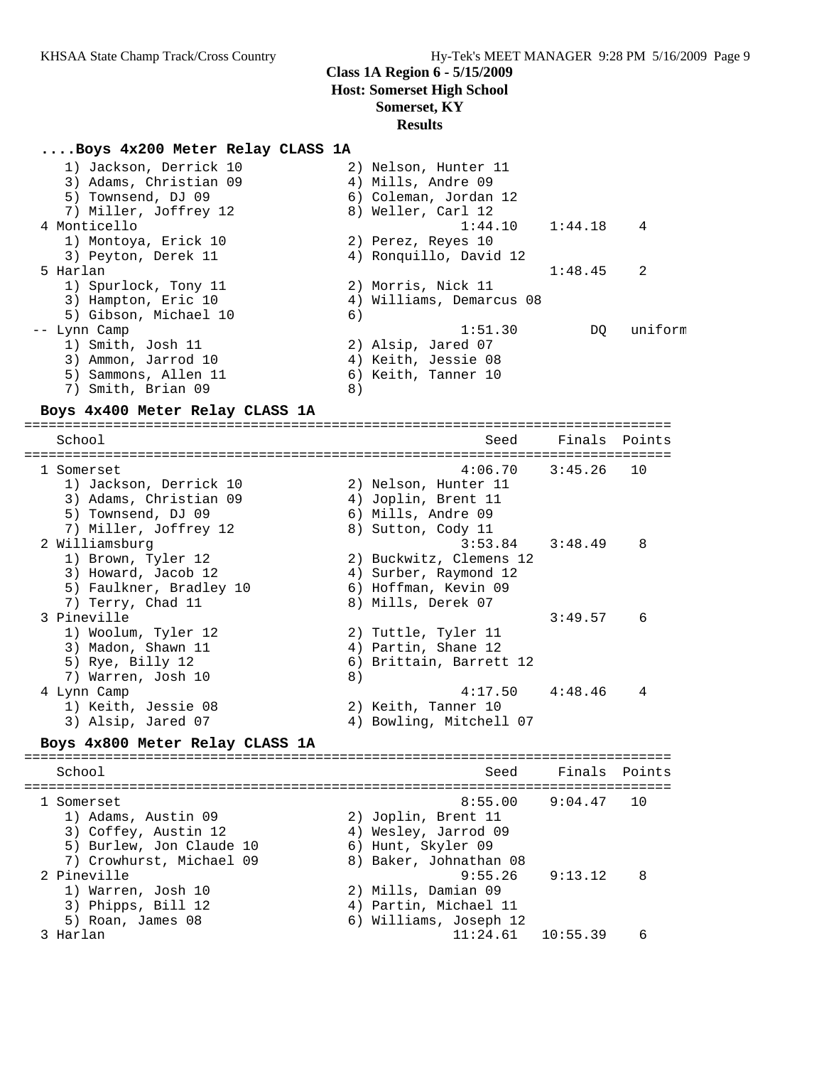## Class 1A Region 6 - 5/15/2009
## Host: Somerset High School
## Somerset, KY
## Results

### ....Boys 4x200 Meter Relay CLASS 1A

```
    1) Jackson, Derrick 10            2) Nelson, Hunter 11
    3) Adams, Christian 09            4) Mills, Andre 09
    5) Townsend, DJ 09                6) Coleman, Jordan 12
    7) Miller, Joffrey 12             8) Weller, Carl 12
  4 Monticello                                 1:44.10    1:44.18    4
    1) Montoya, Erick 10              2) Perez, Reyes 10
    3) Peyton, Derek 11               4) Ronquillo, David 12
  5 Harlan                                                1:48.45    2
    1) Spurlock, Tony 11              2) Morris, Nick 11
    3) Hampton, Eric 10               4) Williams, Demarcus 08
    5) Gibson, Michael 10             6)
 -- Lynn Camp                                  1:51.30         DQ   uniform
    1) Smith, Josh 11                 2) Alsip, Jared 07
    3) Ammon, Jarrod 10               4) Keith, Jessie 08
    5) Sammons, Allen 11              6) Keith, Tanner 10
    7) Smith, Brian 09                8)
```

### Boys 4x400 Meter Relay CLASS 1A

```
===============================================================================
    School                                         Seed     Finals  Points
===============================================================================
  1 Somerset                                    4:06.70    3:45.26   10
    1) Jackson, Derrick 10            2) Nelson, Hunter 11
    3) Adams, Christian 09            4) Joplin, Brent 11
    5) Townsend, DJ 09                6) Mills, Andre 09
    7) Miller, Joffrey 12             8) Sutton, Cody 11
  2 Williamsburg                                3:53.84    3:48.49    8
    1) Brown, Tyler 12                2) Buckwitz, Clemens 12
    3) Howard, Jacob 12               4) Surber, Raymond 12
    5) Faulkner, Bradley 10           6) Hoffman, Kevin 09
    7) Terry, Chad 11                 8) Mills, Derek 07
  3 Pineville                                              3:49.57    6
    1) Woolum, Tyler 12               2) Tuttle, Tyler 11
    3) Madon, Shawn 11                4) Partin, Shane 12
    5) Rye, Billy 12                  6) Brittain, Barrett 12
    7) Warren, Josh 10                8)
  4 Lynn Camp                                   4:17.50    4:48.46    4
    1) Keith, Jessie 08               2) Keith, Tanner 10
    3) Alsip, Jared 07                4) Bowling, Mitchell 07
```

### Boys 4x800 Meter Relay CLASS 1A

```
===============================================================================
    School                                         Seed     Finals  Points
===============================================================================
  1 Somerset                                    8:55.00    9:04.47   10
    1) Adams, Austin 09               2) Joplin, Brent 11
    3) Coffey, Austin 12              4) Wesley, Jarrod 09
    5) Burlew, Jon Claude 10          6) Hunt, Skyler 09
    7) Crowhurst, Michael 09          8) Baker, Johnathan 08
  2 Pineville                                   9:55.26    9:13.12    8
    1) Warren, Josh 10                2) Mills, Damian 09
    3) Phipps, Bill 12                4) Partin, Michael 11
    5) Roan, James 08                 6) Williams, Joseph 12
  3 Harlan                                     11:24.61   10:55.39    6
```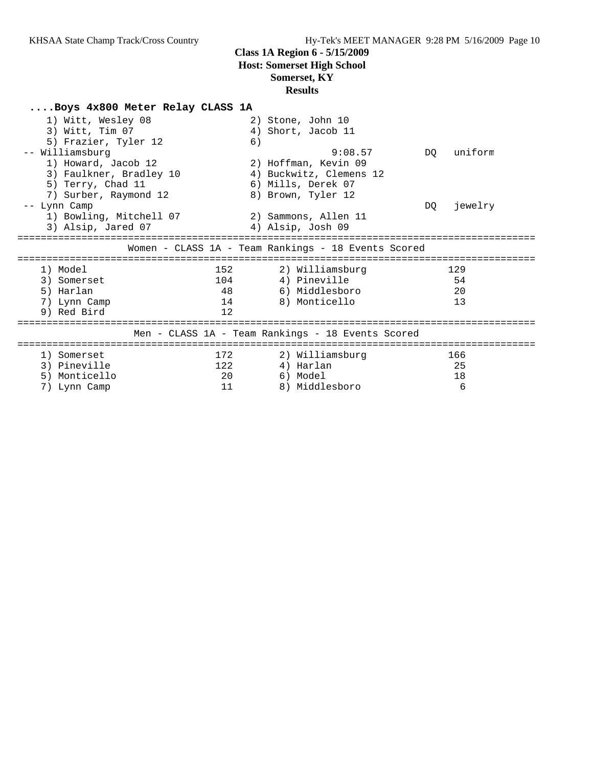# Class 1A Region 6 - 5/15/2009

**Host: Somerset High School**

**Somerset, KY**

**Results**

### ....Boys 4x800 Meter Relay CLASS 1A

```
    1) Witt, Wesley 08              2) Stone, John 10
    3) Witt, Tim 07                 4) Short, Jacob 11
    5) Frazier, Tyler 12            6)
 -- Williamsburg                            9:08.57         DQ   uniform
    1) Howard, Jacob 12             2) Hoffman, Kevin 09
    3) Faulkner, Bradley 10         4) Buckwitz, Clemens 12
    5) Terry, Chad 11               6) Mills, Derek 07
    7) Surber, Raymond 12           8) Brown, Tyler 12
 -- Lynn Camp                                               DQ   jewelry
    1) Bowling, Mitchell 07         2) Sammons, Allen 11
    3) Alsip, Jared 07              4) Alsip, Josh 09
```

### Women - CLASS 1A - Team Rankings - 18 Events Scored

| | | | |
|---|---|---|---|
| 1) Model | 152 | 2) Williamsburg | 129 |
| 3) Somerset | 104 | 4) Pineville | 54 |
| 5) Harlan | 48 | 6) Middlesboro | 20 |
| 7) Lynn Camp | 14 | 8) Monticello | 13 |
| 9) Red Bird | 12 | | |

### Men - CLASS 1A - Team Rankings - 18 Events Scored

| | | | |
|---|---|---|---|
| 1) Somerset | 172 | 2) Williamsburg | 166 |
| 3) Pineville | 122 | 4) Harlan | 25 |
| 5) Monticello | 20 | 6) Model | 18 |
| 7) Lynn Camp | 11 | 8) Middlesboro | 6 |